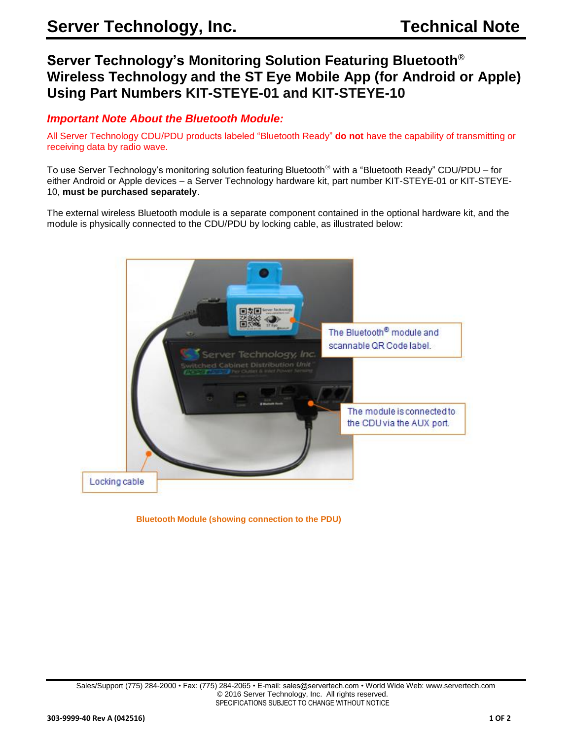# Server Technology's Monitoring Solution Featuring Bluetooth® Wireless Technology and the ST Eye Mobile App (for Android or Apple) Using Part Numbers KIT-STEYE-01 and KIT-STEYE-10

### *Important Note About the Bluetooth Module:*

All Server Technology CDU/PDU products labeled "Bluetooth Ready" **do not** have the capability of transmitting or receiving data by radio wave.

To use Server Technology's monitoring solution featuring Bluetooth® with a "Bluetooth Ready" CDU/PDU – for either Android or Apple devices – a Server Technology hardware kit, part number KIT-STEYE-01 or KIT-STEYE-10, **must be purchased separately**.

The external wireless Bluetooth module is a separate component contained in the optional hardware kit, and the module is physically connected to the CDU/PDU by locking cable, as illustrated below:

The Bluetooth® module and scannable QR Code label.

The module is connected to the CDU via the AUX port.

Locking cable

**Bluetooth Module (showing connection to the PDU)**

Sales/Support (775) 284-2000 • Fax: (775) 284-2065 • E-mail: sales@servertech.com • World Wide Web: www.servertech.com
© 2016 Server Technology, Inc. All rights reserved.
SPECIFICATIONS SUBJECT TO CHANGE WITHOUT NOTICE

303-9999-40 Rev A (042516)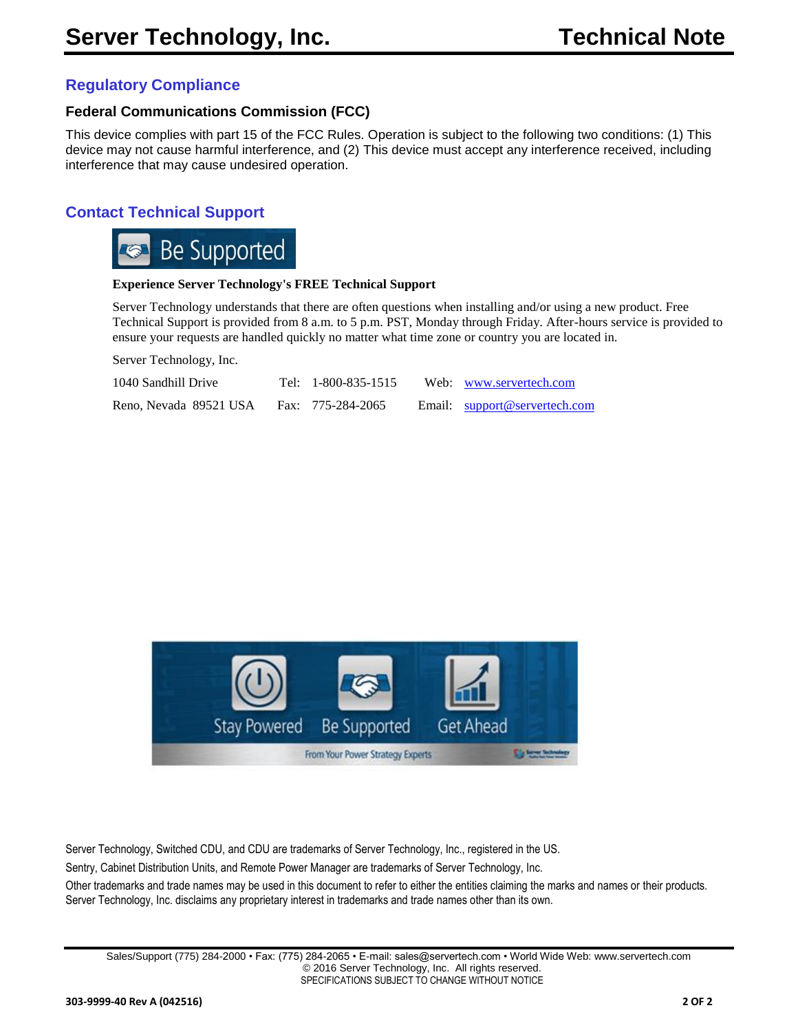## Regulatory Compliance

### Federal Communications Commission (FCC)

This device complies with part 15 of the FCC Rules. Operation is subject to the following two conditions: (1) This device may not cause harmful interference, and (2) This device must accept any interference received, including interference that may cause undesired operation.

## Contact Technical Support

**Experience Server Technology's FREE Technical Support**

Server Technology understands that there are often questions when installing and/or using a new product. Free Technical Support is provided from 8 a.m. to 5 p.m. PST, Monday through Friday. After-hours service is provided to ensure your requests are handled quickly no matter what time zone or country you are located in.

Server Technology, Inc.

| | | |
|---|---|---|
| 1040 Sandhill Drive | Tel: 1-800-835-1515 | Web: www.servertech.com |
| Reno, Nevada 89521 USA | Fax: 775-284-2065 | Email: support@servertech.com |

Server Technology, Switched CDU, and CDU are trademarks of Server Technology, Inc., registered in the US.

Sentry, Cabinet Distribution Units, and Remote Power Manager are trademarks of Server Technology, Inc.

Other trademarks and trade names may be used in this document to refer to either the entities claiming the marks and names or their products. Server Technology, Inc. disclaims any proprietary interest in trademarks and trade names other than its own.

Sales/Support (775) 284-2000 • Fax: (775) 284-2065 • E-mail: sales@servertech.com • World Wide Web: www.servertech.com
© 2016 Server Technology, Inc. All rights reserved.
SPECIFICATIONS SUBJECT TO CHANGE WITHOUT NOTICE

303-9999-40 Rev A (042516)